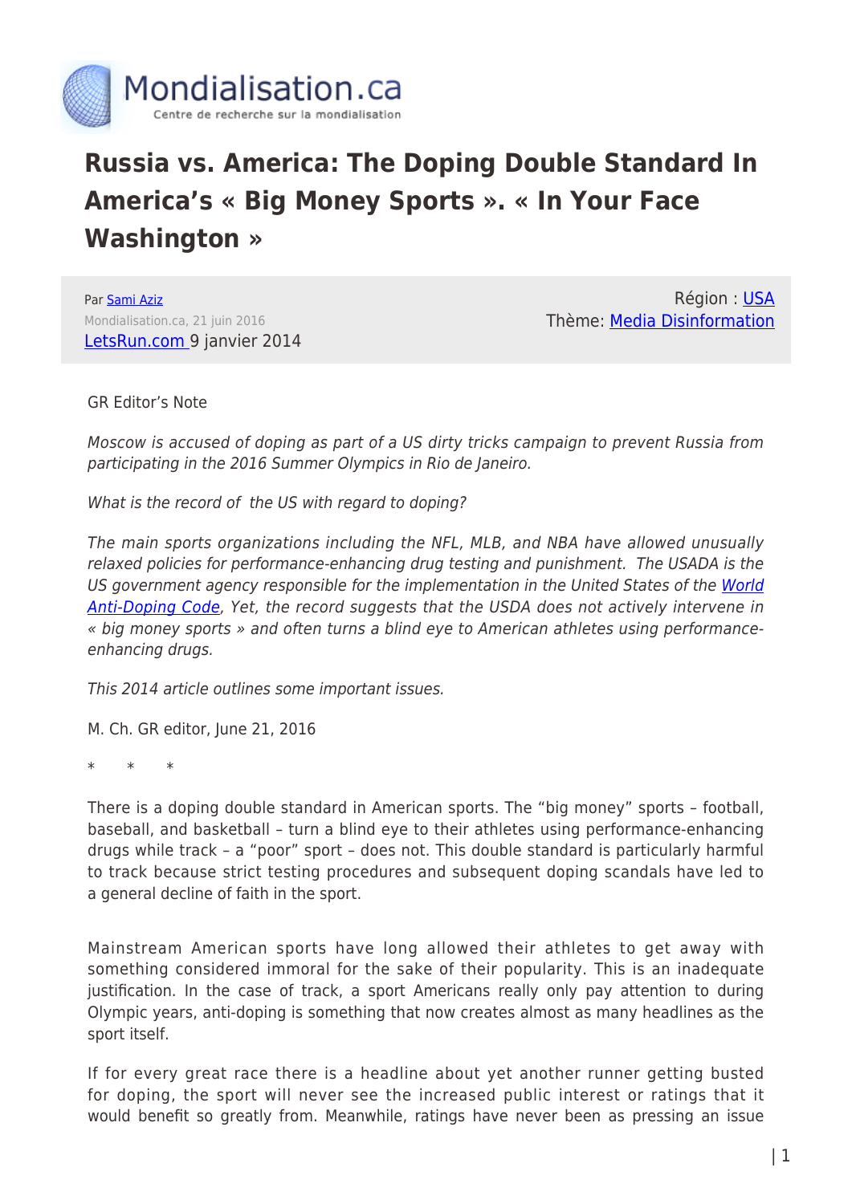# Russia vs. America: The Doping Double Standard In America's « Big Money Sports ». « In Your Face Washington »

Par Sami Aziz
Mondialisation.ca, 21 juin 2016
LetsRun.com 9 janvier 2014

Région : USA
Thème: Media Disinformation

GR Editor's Note

*Moscow is accused of doping as part of a US dirty tricks campaign to prevent Russia from participating in the 2016 Summer Olympics in Rio de Janeiro.*

*What is the record of the US with regard to doping?*

*The main sports organizations including the NFL, MLB, and NBA have allowed unusually relaxed policies for performance-enhancing drug testing and punishment. The USADA is the US government agency responsible for the implementation in the United States of the World Anti-Doping Code, Yet, the record suggests that the USDA does not actively intervene in « big money sports » and often turns a blind eye to American athletes using performance-enhancing drugs.*

*This 2014 article outlines some important issues.*

M. Ch. GR editor, June 21, 2016

\*      \*      \*

There is a doping double standard in American sports. The "big money" sports – football, baseball, and basketball – turn a blind eye to their athletes using performance-enhancing drugs while track – a "poor" sport – does not. This double standard is particularly harmful to track because strict testing procedures and subsequent doping scandals have led to a general decline of faith in the sport.

Mainstream American sports have long allowed their athletes to get away with something considered immoral for the sake of their popularity. This is an inadequate justification. In the case of track, a sport Americans really only pay attention to during Olympic years, anti-doping is something that now creates almost as many headlines as the sport itself.

If for every great race there is a headline about yet another runner getting busted for doping, the sport will never see the increased public interest or ratings that it would benefit so greatly from. Meanwhile, ratings have never been as pressing an issue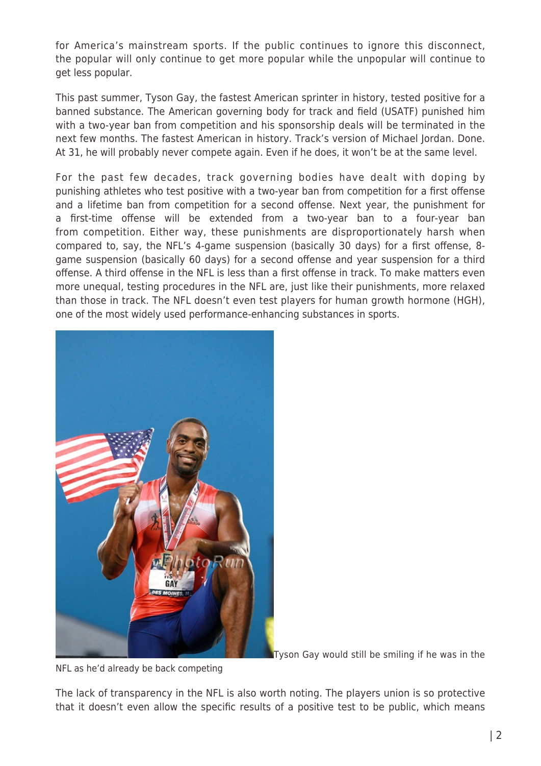for America's mainstream sports. If the public continues to ignore this disconnect, the popular will only continue to get more popular while the unpopular will continue to get less popular.

This past summer, Tyson Gay, the fastest American sprinter in history, tested positive for a banned substance. The American governing body for track and field (USATF) punished him with a two-year ban from competition and his sponsorship deals will be terminated in the next few months. The fastest American in history. Track's version of Michael Jordan. Done. At 31, he will probably never compete again. Even if he does, it won't be at the same level.

For the past few decades, track governing bodies have dealt with doping by punishing athletes who test positive with a two-year ban from competition for a first offense and a lifetime ban from competition for a second offense. Next year, the punishment for a first-time offense will be extended from a two-year ban to a four-year ban from competition. Either way, these punishments are disproportionately harsh when compared to, say, the NFL's 4-game suspension (basically 30 days) for a first offense, 8-game suspension (basically 60 days) for a second offense and year suspension for a third offense. A third offense in the NFL is less than a first offense in track. To make matters even more unequal, testing procedures in the NFL are, just like their punishments, more relaxed than those in track. The NFL doesn't even test players for human growth hormone (HGH), one of the most widely used performance-enhancing substances in sports.

Tyson Gay would still be smiling if he was in the NFL as he'd already be back competing

The lack of transparency in the NFL is also worth noting. The players union is so protective that it doesn't even allow the specific results of a positive test to be public, which means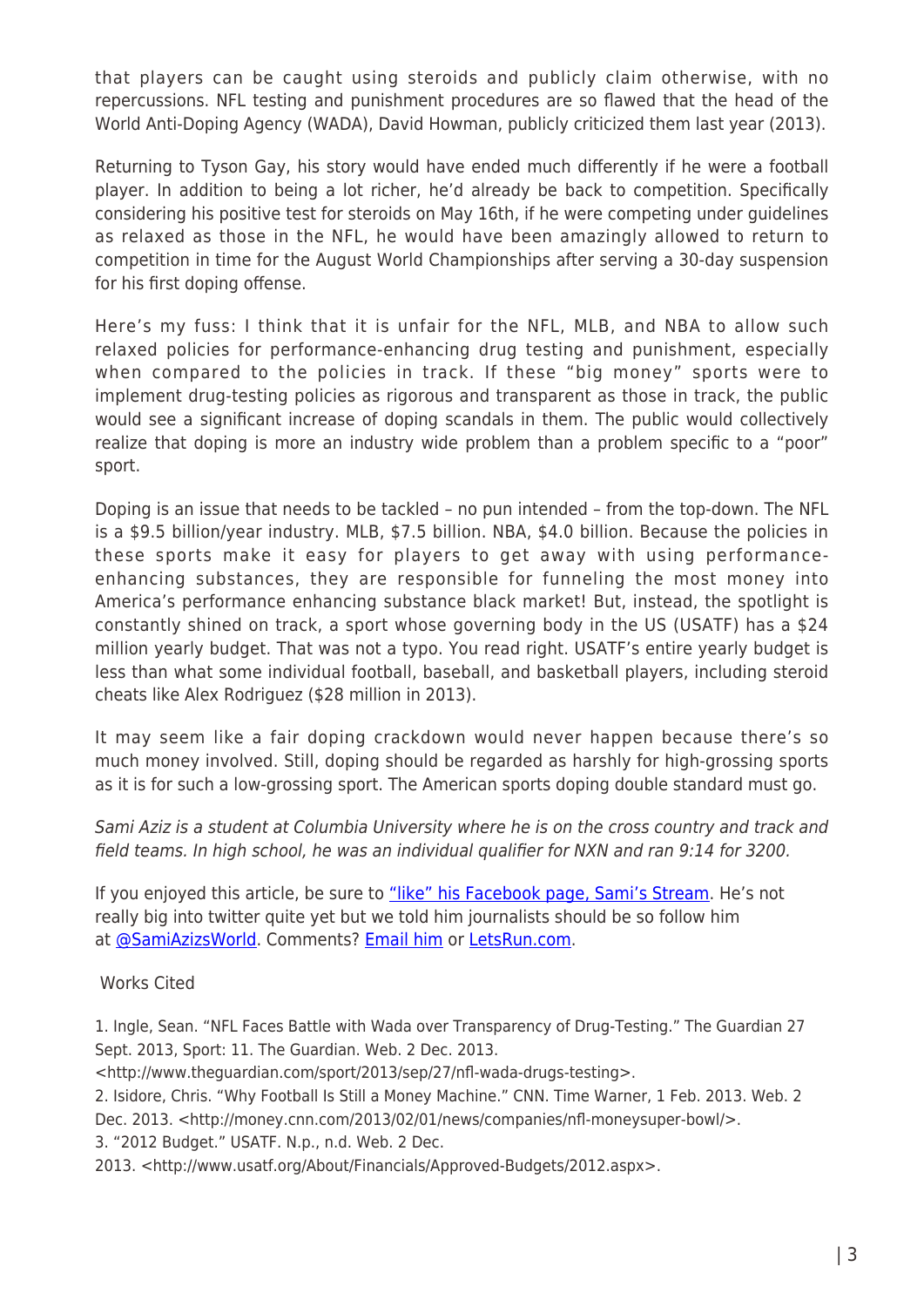that players can be caught using steroids and publicly claim otherwise, with no repercussions. NFL testing and punishment procedures are so flawed that the head of the World Anti-Doping Agency (WADA), David Howman, publicly criticized them last year (2013).

Returning to Tyson Gay, his story would have ended much differently if he were a football player. In addition to being a lot richer, he'd already be back to competition. Specifically considering his positive test for steroids on May 16th, if he were competing under guidelines as relaxed as those in the NFL, he would have been amazingly allowed to return to competition in time for the August World Championships after serving a 30-day suspension for his first doping offense.

Here's my fuss: I think that it is unfair for the NFL, MLB, and NBA to allow such relaxed policies for performance-enhancing drug testing and punishment, especially when compared to the policies in track. If these "big money" sports were to implement drug-testing policies as rigorous and transparent as those in track, the public would see a significant increase of doping scandals in them. The public would collectively realize that doping is more an industry wide problem than a problem specific to a "poor" sport.

Doping is an issue that needs to be tackled – no pun intended – from the top-down. The NFL is a $9.5 billion/year industry. MLB, $7.5 billion. NBA, $4.0 billion. Because the policies in these sports make it easy for players to get away with using performance-enhancing substances, they are responsible for funneling the most money into America's performance enhancing substance black market! But, instead, the spotlight is constantly shined on track, a sport whose governing body in the US (USATF) has a $24 million yearly budget. That was not a typo. You read right. USATF's entire yearly budget is less than what some individual football, baseball, and basketball players, including steroid cheats like Alex Rodriguez ($28 million in 2013).

It may seem like a fair doping crackdown would never happen because there's so much money involved. Still, doping should be regarded as harshly for high-grossing sports as it is for such a low-grossing sport. The American sports doping double standard must go.

*Sami Aziz is a student at Columbia University where he is on the cross country and track and field teams. In high school, he was an individual qualifier for NXN and ran 9:14 for 3200.*

If you enjoyed this article, be sure to "like" his Facebook page, Sami's Stream. He's not really big into twitter quite yet but we told him journalists should be so follow him at @SamiAzizsWorld. Comments? Email him or LetsRun.com.

Works Cited

1. Ingle, Sean. "NFL Faces Battle with Wada over Transparency of Drug-Testing." The Guardian 27 Sept. 2013, Sport: 11. The Guardian. Web. 2 Dec. 2013. <http://www.theguardian.com/sport/2013/sep/27/nfl-wada-drugs-testing>.
2. Isidore, Chris. "Why Football Is Still a Money Machine." CNN. Time Warner, 1 Feb. 2013. Web. 2 Dec. 2013. <http://money.cnn.com/2013/02/01/news/companies/nfl-moneysuper-bowl/>.
3. "2012 Budget." USATF. N.p., n.d. Web. 2 Dec. 2013. <http://www.usatf.org/About/Financials/Approved-Budgets/2012.aspx>.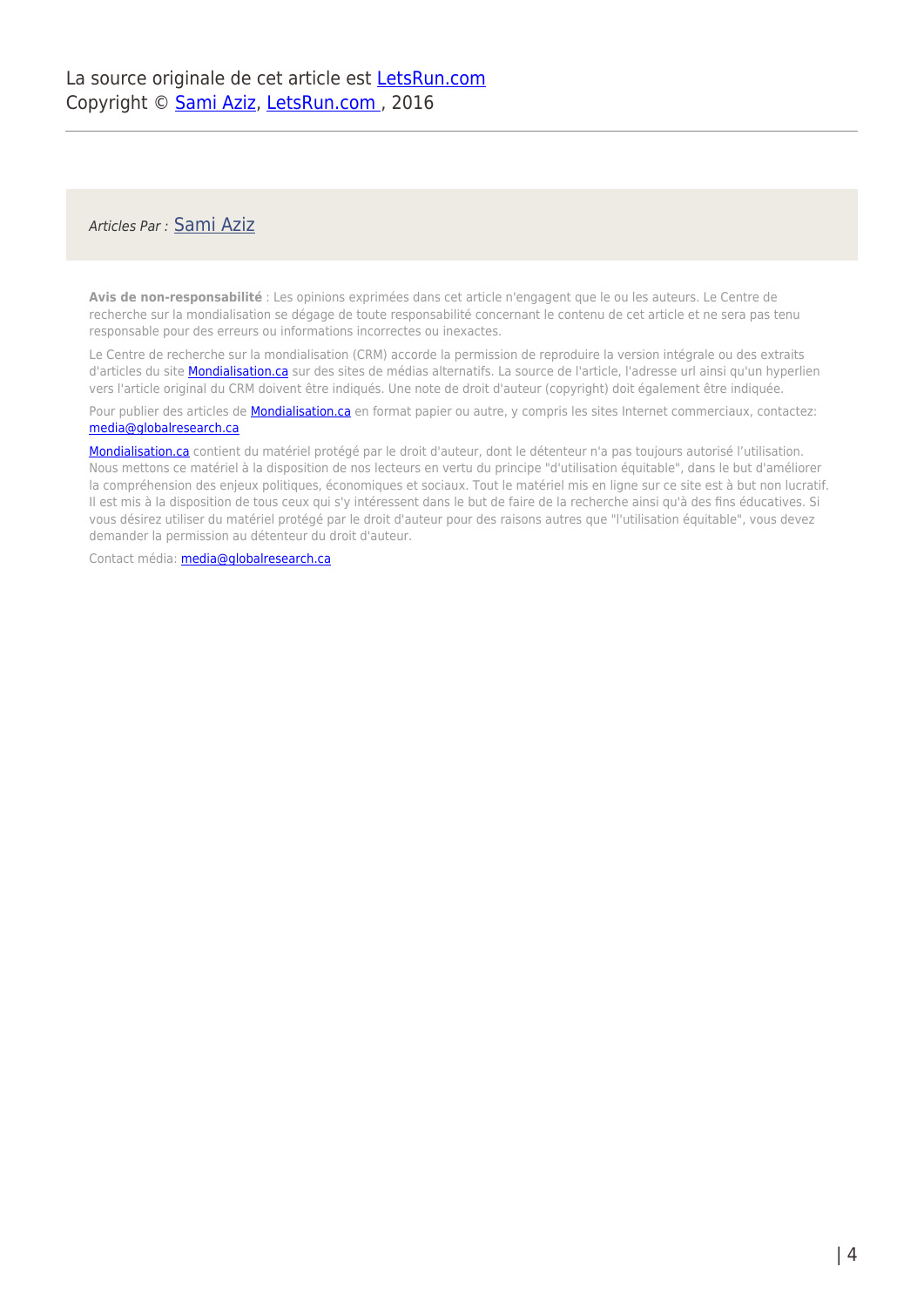La source originale de cet article est LetsRun.com
Copyright © Sami Aziz, LetsRun.com , 2016

---

*Articles Par :* Sami Aziz

**Avis de non-responsabilité** : Les opinions exprimées dans cet article n'engagent que le ou les auteurs. Le Centre de recherche sur la mondialisation se dégage de toute responsabilité concernant le contenu de cet article et ne sera pas tenu responsable pour des erreurs ou informations incorrectes ou inexactes.

Le Centre de recherche sur la mondialisation (CRM) accorde la permission de reproduire la version intégrale ou des extraits d'articles du site Mondialisation.ca sur des sites de médias alternatifs. La source de l'article, l'adresse url ainsi qu'un hyperlien vers l'article original du CRM doivent être indiqués. Une note de droit d'auteur (copyright) doit également être indiquée.

Pour publier des articles de Mondialisation.ca en format papier ou autre, y compris les sites Internet commerciaux, contactez: media@globalresearch.ca

Mondialisation.ca contient du matériel protégé par le droit d'auteur, dont le détenteur n'a pas toujours autorisé l'utilisation. Nous mettons ce matériel à la disposition de nos lecteurs en vertu du principe "d'utilisation équitable", dans le but d'améliorer la compréhension des enjeux politiques, économiques et sociaux. Tout le matériel mis en ligne sur ce site est à but non lucratif. Il est mis à la disposition de tous ceux qui s'y intéressent dans le but de faire de la recherche ainsi qu'à des fins éducatives. Si vous désirez utiliser du matériel protégé par le droit d'auteur pour des raisons autres que "l'utilisation équitable", vous devez demander la permission au détenteur du droit d'auteur.

Contact média: media@globalresearch.ca